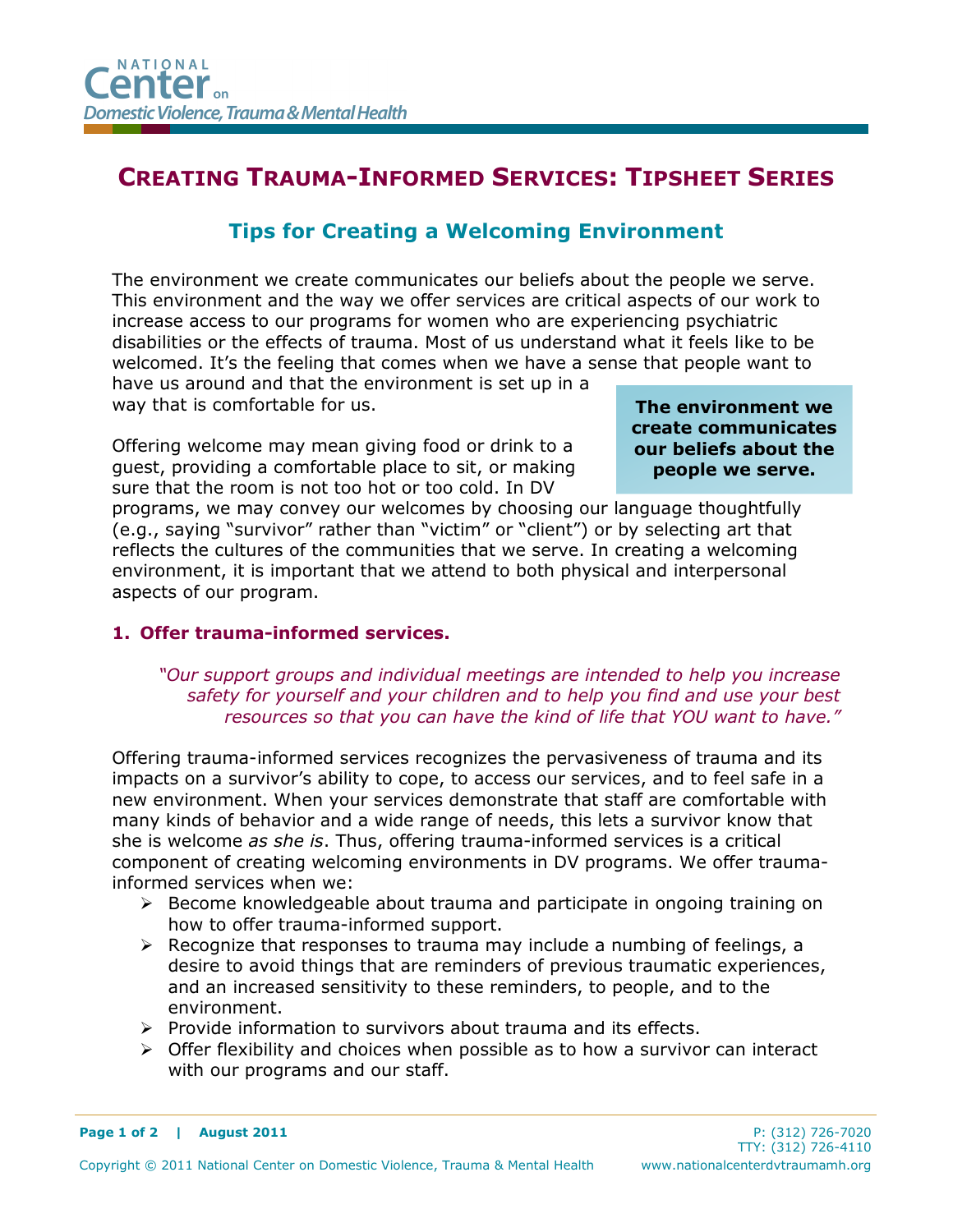NATIONAL
**Center** on
*Domestic Violence, Trauma & Mental Health*

# CREATING TRAUMA-INFORMED SERVICES: TIPSHEET SERIES

## Tips for Creating a Welcoming Environment

The environment we create communicates our beliefs about the people we serve. This environment and the way we offer services are critical aspects of our work to increase access to our programs for women who are experiencing psychiatric disabilities or the effects of trauma. Most of us understand what it feels like to be welcomed. It's the feeling that comes when we have a sense that people want to have us around and that the environment is set up in a way that is comfortable for us.

> **The environment we create communicates our beliefs about the people we serve.**

Offering welcome may mean giving food or drink to a guest, providing a comfortable place to sit, or making sure that the room is not too hot or too cold. In DV programs, we may convey our welcomes by choosing our language thoughtfully (e.g., saying "survivor" rather than "victim" or "client") or by selecting art that reflects the cultures of the communities that we serve. In creating a welcoming environment, it is important that we attend to both physical and interpersonal aspects of our program.

### 1. Offer trauma-informed services.

*"Our support groups and individual meetings are intended to help you increase safety for yourself and your children and to help you find and use your best resources so that you can have the kind of life that YOU want to have."*

Offering trauma-informed services recognizes the pervasiveness of trauma and its impacts on a survivor's ability to cope, to access our services, and to feel safe in a new environment. When your services demonstrate that staff are comfortable with many kinds of behavior and a wide range of needs, this lets a survivor know that she is welcome *as she is*. Thus, offering trauma-informed services is a critical component of creating welcoming environments in DV programs. We offer trauma-informed services when we:

- Become knowledgeable about trauma and participate in ongoing training on how to offer trauma-informed support.
- Recognize that responses to trauma may include a numbing of feelings, a desire to avoid things that are reminders of previous traumatic experiences, and an increased sensitivity to these reminders, to people, and to the environment.
- Provide information to survivors about trauma and its effects.
- Offer flexibility and choices when possible as to how a survivor can interact with our programs and our staff.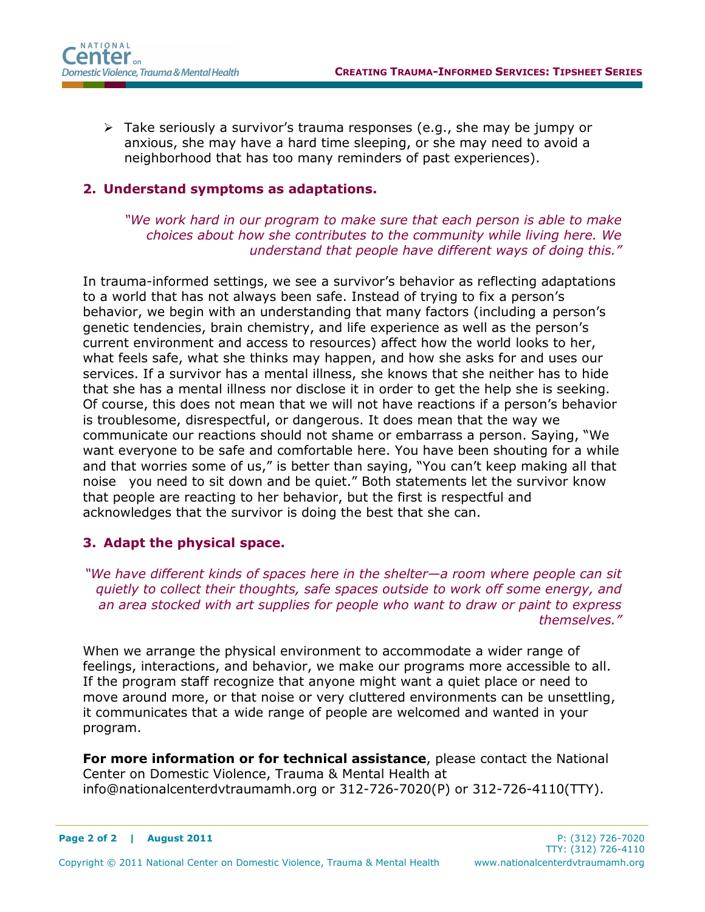- Take seriously a survivor's trauma responses (e.g., she may be jumpy or anxious, she may have a hard time sleeping, or she may need to avoid a neighborhood that has too many reminders of past experiences).

## 2. Understand symptoms as adaptations.

*"We work hard in our program to make sure that each person is able to make choices about how she contributes to the community while living here. We understand that people have different ways of doing this."*

In trauma-informed settings, we see a survivor's behavior as reflecting adaptations to a world that has not always been safe. Instead of trying to fix a person's behavior, we begin with an understanding that many factors (including a person's genetic tendencies, brain chemistry, and life experience as well as the person's current environment and access to resources) affect how the world looks to her, what feels safe, what she thinks may happen, and how she asks for and uses our services. If a survivor has a mental illness, she knows that she neither has to hide that she has a mental illness nor disclose it in order to get the help she is seeking. Of course, this does not mean that we will not have reactions if a person's behavior is troublesome, disrespectful, or dangerous. It does mean that the way we communicate our reactions should not shame or embarrass a person. Saying, "We want everyone to be safe and comfortable here. You have been shouting for a while and that worries some of us," is better than saying, "You can't keep making all that noise you need to sit down and be quiet." Both statements let the survivor know that people are reacting to her behavior, but the first is respectful and acknowledges that the survivor is doing the best that she can.

## 3. Adapt the physical space.

*"We have different kinds of spaces here in the shelter—a room where people can sit quietly to collect their thoughts, safe spaces outside to work off some energy, and an area stocked with art supplies for people who want to draw or paint to express themselves."*

When we arrange the physical environment to accommodate a wider range of feelings, interactions, and behavior, we make our programs more accessible to all. If the program staff recognize that anyone might want a quiet place or need to move around more, or that noise or very cluttered environments can be unsettling, it communicates that a wide range of people are welcomed and wanted in your program.

**For more information or for technical assistance**, please contact the National Center on Domestic Violence, Trauma & Mental Health at info@nationalcenterdvtraumamh.org or 312-726-7020(P) or 312-726-4110(TTY).